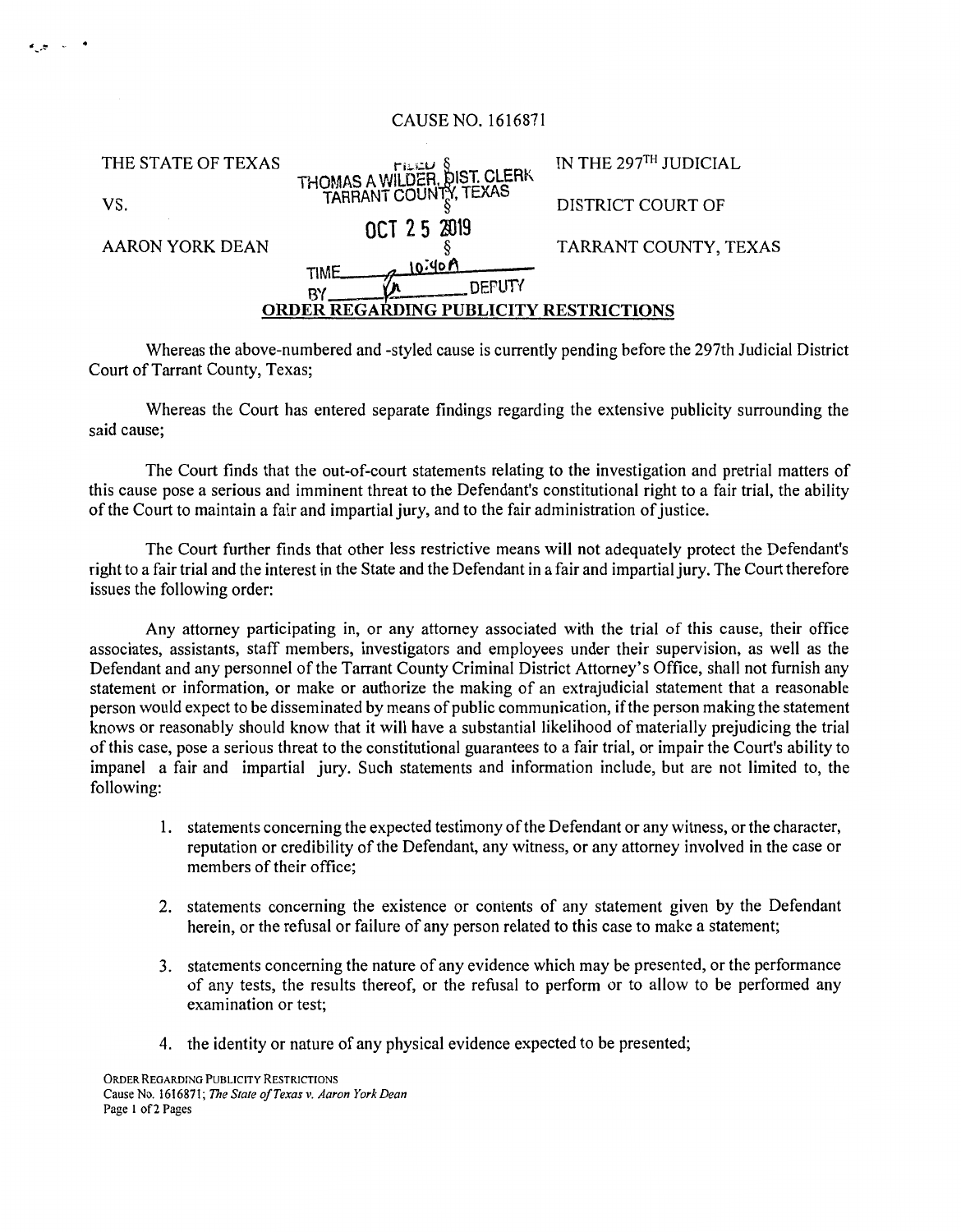CAUSE NO. 1616871

| | | |
|---|---|---|
| THE STATE OF TEXAS | FILED § THOMAS A WILDER, DIST. CLERK TARRANT COUNTY, TEXAS | IN THE 297TH JUDICIAL |
| VS. | § | DISTRICT COURT OF |
| | OCT 25 2019 | |
| AARON YORK DEAN | § | TARRANT COUNTY, TEXAS |
| | TIME 10:40A BY DEPUTY | |

## ORDER REGARDING PUBLICITY RESTRICTIONS

Whereas the above-numbered and -styled cause is currently pending before the 297th Judicial District Court of Tarrant County, Texas;

Whereas the Court has entered separate findings regarding the extensive publicity surrounding the said cause;

The Court finds that the out-of-court statements relating to the investigation and pretrial matters of this cause pose a serious and imminent threat to the Defendant's constitutional right to a fair trial, the ability of the Court to maintain a fair and impartial jury, and to the fair administration of justice.

The Court further finds that other less restrictive means will not adequately protect the Defendant's right to a fair trial and the interest in the State and the Defendant in a fair and impartial jury. The Court therefore issues the following order:

Any attorney participating in, or any attorney associated with the trial of this cause, their office associates, assistants, staff members, investigators and employees under their supervision, as well as the Defendant and any personnel of the Tarrant County Criminal District Attorney's Office, shall not furnish any statement or information, or make or authorize the making of an extrajudicial statement that a reasonable person would expect to be disseminated by means of public communication, if the person making the statement knows or reasonably should know that it will have a substantial likelihood of materially prejudicing the trial of this case, pose a serious threat to the constitutional guarantees to a fair trial, or impair the Court's ability to impanel a fair and impartial jury. Such statements and information include, but are not limited to, the following:

1. statements concerning the expected testimony of the Defendant or any witness, or the character, reputation or credibility of the Defendant, any witness, or any attorney involved in the case or members of their office;
2. statements concerning the existence or contents of any statement given by the Defendant herein, or the refusal or failure of any person related to this case to make a statement;
3. statements concerning the nature of any evidence which may be presented, or the performance of any tests, the results thereof, or the refusal to perform or to allow to be performed any examination or test;
4. the identity or nature of any physical evidence expected to be presented;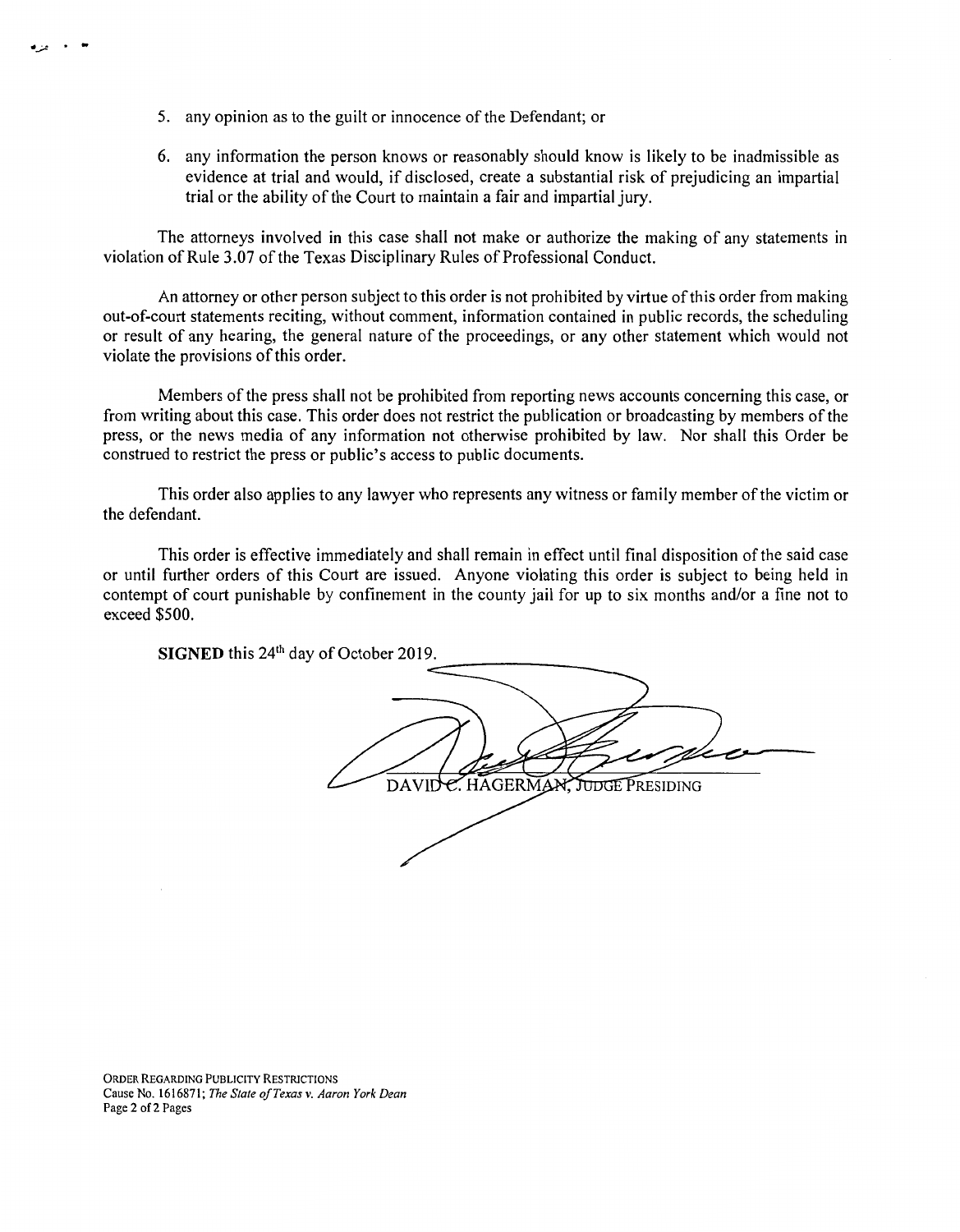5. any opinion as to the guilt or innocence of the Defendant; or

6. any information the person knows or reasonably should know is likely to be inadmissible as evidence at trial and would, if disclosed, create a substantial risk of prejudicing an impartial trial or the ability of the Court to maintain a fair and impartial jury.

The attorneys involved in this case shall not make or authorize the making of any statements in violation of Rule 3.07 of the Texas Disciplinary Rules of Professional Conduct.

An attorney or other person subject to this order is not prohibited by virtue of this order from making out-of-court statements reciting, without comment, information contained in public records, the scheduling or result of any hearing, the general nature of the proceedings, or any other statement which would not violate the provisions of this order.

Members of the press shall not be prohibited from reporting news accounts concerning this case, or from writing about this case. This order does not restrict the publication or broadcasting by members of the press, or the news media of any information not otherwise prohibited by law. Nor shall this Order be construed to restrict the press or public's access to public documents.

This order also applies to any lawyer who represents any witness or family member of the victim or the defendant.

This order is effective immediately and shall remain in effect until final disposition of the said case or until further orders of this Court are issued. Anyone violating this order is subject to being held in contempt of court punishable by confinement in the county jail for up to six months and/or a fine not to exceed $500.

**SIGNED** this 24th day of October 2019.

DAVID C. HAGERMAN, JUDGE PRESIDING

ORDER REGARDING PUBLICITY RESTRICTIONS
Cause No. 1616871; *The State of Texas v. Aaron York Dean*